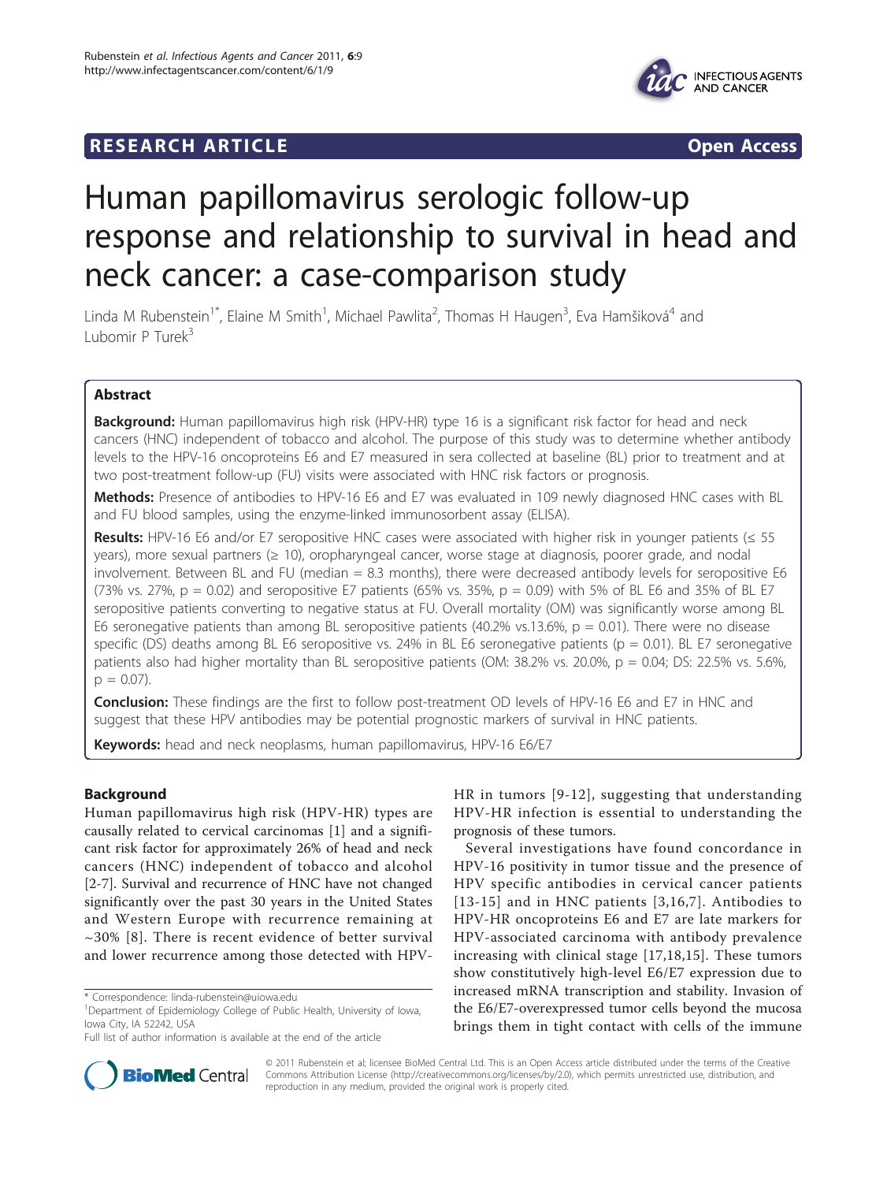# Human papillomavirus serologic follow-up response and relationship to survival in head and neck cancer: a case-comparison study

Linda M Rubenstein[1*], Elaine M Smith[1], Michael Pawlita[2], Thomas H Haugen[3], Eva Hamšiková[4] and Lubomir P Turek[3]

## Abstract

**Background:** Human papillomavirus high risk (HPV-HR) type 16 is a significant risk factor for head and neck cancers (HNC) independent of tobacco and alcohol. The purpose of this study was to determine whether antibody levels to the HPV-16 oncoproteins E6 and E7 measured in sera collected at baseline (BL) prior to treatment and at two post-treatment follow-up (FU) visits were associated with HNC risk factors or prognosis.

**Methods:** Presence of antibodies to HPV-16 E6 and E7 was evaluated in 109 newly diagnosed HNC cases with BL and FU blood samples, using the enzyme-linked immunosorbent assay (ELISA).

**Results:** HPV-16 E6 and/or E7 seropositive HNC cases were associated with higher risk in younger patients (≤ 55 years), more sexual partners (≥ 10), oropharyngeal cancer, worse stage at diagnosis, poorer grade, and nodal involvement. Between BL and FU (median = 8.3 months), there were decreased antibody levels for seropositive E6 (73% vs. 27%, $p = 0.02$) and seropositive E7 patients (65% vs. 35%, $p = 0.09$) with 5% of BL E6 and 35% of BL E7 seropositive patients converting to negative status at FU. Overall mortality (OM) was significantly worse among BL E6 seronegative patients than among BL seropositive patients (40.2% vs.13.6%, $p = 0.01$). There were no disease specific (DS) deaths among BL E6 seropositive vs. 24% in BL E6 seronegative patients ($p = 0.01$). BL E7 seronegative patients also had higher mortality than BL seropositive patients (OM: 38.2% vs. 20.0%, $p = 0.04$; DS: 22.5% vs. 5.6%, $p = 0.07$).

**Conclusion:** These findings are the first to follow post-treatment OD levels of HPV-16 E6 and E7 in HNC and suggest that these HPV antibodies may be potential prognostic markers of survival in HNC patients.

**Keywords:** head and neck neoplasms, human papillomavirus, HPV-16 E6/E7

## Background

Human papillomavirus high risk (HPV-HR) types are causally related to cervical carcinomas [1] and a significant risk factor for approximately 26% of head and neck cancers (HNC) independent of tobacco and alcohol [2-7]. Survival and recurrence of HNC have not changed significantly over the past 30 years in the United States and Western Europe with recurrence remaining at ~30% [8]. There is recent evidence of better survival and lower recurrence among those detected with HPV-HR in tumors [9-12], suggesting that understanding HPV-HR infection is essential to understanding the prognosis of these tumors.

Several investigations have found concordance in HPV-16 positivity in tumor tissue and the presence of HPV specific antibodies in cervical cancer patients [13-15] and in HNC patients [3,16,7]. Antibodies to HPV-HR oncoproteins E6 and E7 are late markers for HPV-associated carcinoma with antibody prevalence increasing with clinical stage [17,18,15]. These tumors show constitutively high-level E6/E7 expression due to increased mRNA transcription and stability. Invasion of the E6/E7-overexpressed tumor cells beyond the mucosa brings them in tight contact with cells of the immune

\* Correspondence: linda-rubenstein@uiowa.edu
[1]Department of Epidemiology College of Public Health, University of Iowa, Iowa City, IA 52242, USA
Full list of author information is available at the end of the article

© 2011 Rubenstein et al; licensee BioMed Central Ltd. This is an Open Access article distributed under the terms of the Creative Commons Attribution License (http://creativecommons.org/licenses/by/2.0), which permits unrestricted use, distribution, and reproduction in any medium, provided the original work is properly cited.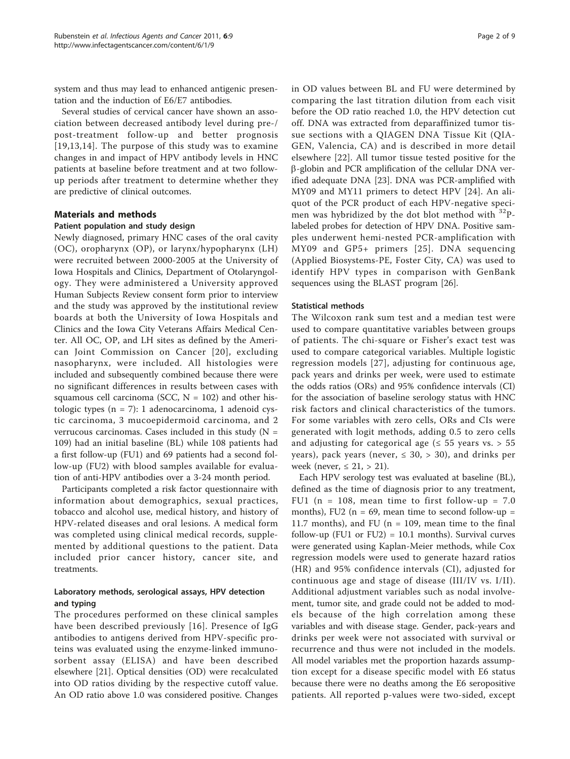system and thus may lead to enhanced antigenic presentation and the induction of E6/E7 antibodies.

Several studies of cervical cancer have shown an association between decreased antibody level during pre-/post-treatment follow-up and better prognosis [19,13,14]. The purpose of this study was to examine changes in and impact of HPV antibody levels in HNC patients at baseline before treatment and at two follow-up periods after treatment to determine whether they are predictive of clinical outcomes.

## Materials and methods

### Patient population and study design

Newly diagnosed, primary HNC cases of the oral cavity (OC), oropharynx (OP), or larynx/hypopharynx (LH) were recruited between 2000-2005 at the University of Iowa Hospitals and Clinics, Department of Otolaryngology. They were administered a University approved Human Subjects Review consent form prior to interview and the study was approved by the institutional review boards at both the University of Iowa Hospitals and Clinics and the Iowa City Veterans Affairs Medical Center. All OC, OP, and LH sites as defined by the American Joint Commission on Cancer [20], excluding nasopharynx, were included. All histologies were included and subsequently combined because there were no significant differences in results between cases with squamous cell carcinoma (SCC, N = 102) and other histologic types (n = 7): 1 adenocarcinoma, 1 adenoid cystic carcinoma, 3 mucoepidermoid carcinoma, and 2 verrucous carcinomas. Cases included in this study (N = 109) had an initial baseline (BL) while 108 patients had a first follow-up (FU1) and 69 patients had a second follow-up (FU2) with blood samples available for evaluation of anti-HPV antibodies over a 3-24 month period.

Participants completed a risk factor questionnaire with information about demographics, sexual practices, tobacco and alcohol use, medical history, and history of HPV-related diseases and oral lesions. A medical form was completed using clinical medical records, supplemented by additional questions to the patient. Data included prior cancer history, cancer site, and treatments.

### Laboratory methods, serological assays, HPV detection and typing

The procedures performed on these clinical samples have been described previously [16]. Presence of IgG antibodies to antigens derived from HPV-specific proteins was evaluated using the enzyme-linked immunosorbent assay (ELISA) and have been described elsewhere [21]. Optical densities (OD) were recalculated into OD ratios dividing by the respective cutoff value. An OD ratio above 1.0 was considered positive. Changes in OD values between BL and FU were determined by comparing the last titration dilution from each visit before the OD ratio reached 1.0, the HPV detection cut off. DNA was extracted from deparaffinized tumor tissue sections with a QIAGEN DNA Tissue Kit (QIAGEN, Valencia, CA) and is described in more detail elsewhere [22]. All tumor tissue tested positive for the β-globin and PCR amplification of the cellular DNA verified adequate DNA [23]. DNA was PCR-amplified with MY09 and MY11 primers to detect HPV [24]. An aliquot of the PCR product of each HPV-negative specimen was hybridized by the dot blot method with $^{32}$P-labeled probes for detection of HPV DNA. Positive samples underwent hemi-nested PCR-amplification with MY09 and GP5+ primers [25]. DNA sequencing (Applied Biosystems-PE, Foster City, CA) was used to identify HPV types in comparison with GenBank sequences using the BLAST program [26].

### Statistical methods

The Wilcoxon rank sum test and a median test were used to compare quantitative variables between groups of patients. The chi-square or Fisher's exact test was used to compare categorical variables. Multiple logistic regression models [27], adjusting for continuous age, pack years and drinks per week, were used to estimate the odds ratios (ORs) and 95% confidence intervals (CI) for the association of baseline serology status with HNC risk factors and clinical characteristics of the tumors. For some variables with zero cells, ORs and CIs were generated with logit methods, adding 0.5 to zero cells and adjusting for categorical age (≤ 55 years vs. > 55 years), pack years (never, ≤ 30, > 30), and drinks per week (never, ≤ 21, > 21).

Each HPV serology test was evaluated at baseline (BL), defined as the time of diagnosis prior to any treatment, FU1 (n = 108, mean time to first follow-up = 7.0 months), FU2 (n = 69, mean time to second follow-up = 11.7 months), and FU (n = 109, mean time to the final follow-up (FU1 or FU2) = 10.1 months). Survival curves were generated using Kaplan-Meier methods, while Cox regression models were used to generate hazard ratios (HR) and 95% confidence intervals (CI), adjusted for continuous age and stage of disease (III/IV vs. I/II). Additional adjustment variables such as nodal involvement, tumor site, and grade could not be added to models because of the high correlation among these variables and with disease stage. Gender, pack-years and drinks per week were not associated with survival or recurrence and thus were not included in the models. All model variables met the proportion hazards assumption except for a disease specific model with E6 status because there were no deaths among the E6 seropositive patients. All reported p-values were two-sided, except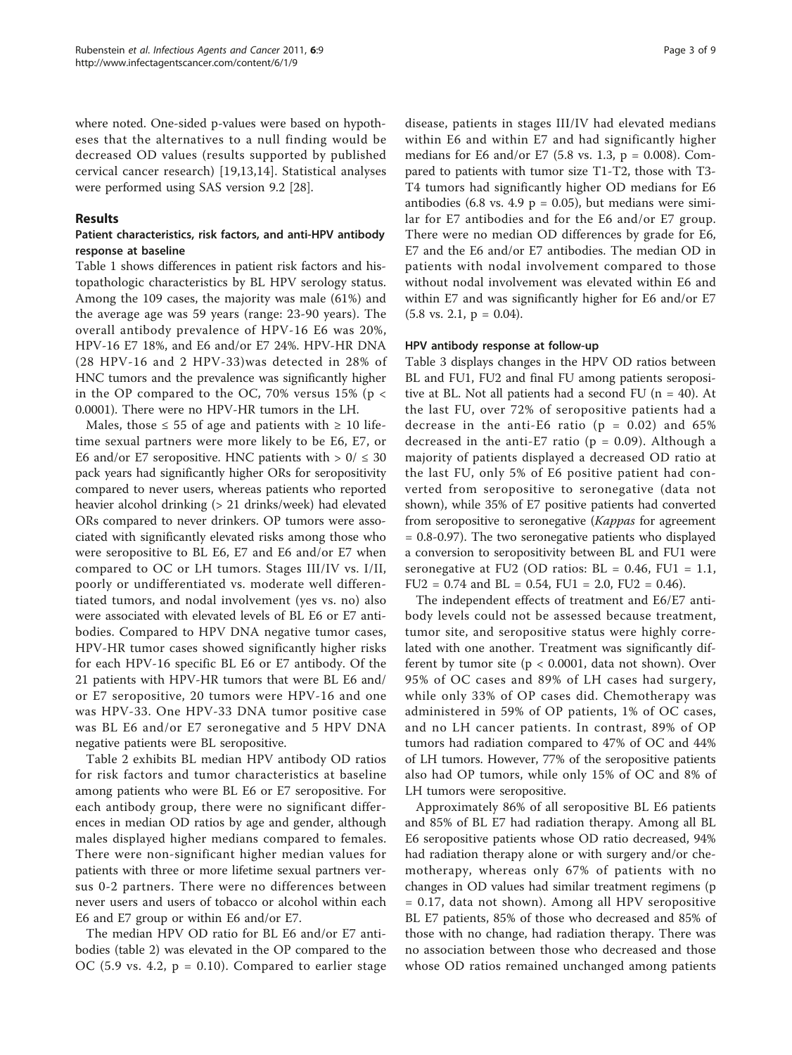where noted. One-sided p-values were based on hypotheses that the alternatives to a null finding would be decreased OD values (results supported by published cervical cancer research) [19,13,14]. Statistical analyses were performed using SAS version 9.2 [28].

## Results

### Patient characteristics, risk factors, and anti-HPV antibody response at baseline

Table 1 shows differences in patient risk factors and histopathologic characteristics by BL HPV serology status. Among the 109 cases, the majority was male (61%) and the average age was 59 years (range: 23-90 years). The overall antibody prevalence of HPV-16 E6 was 20%, HPV-16 E7 18%, and E6 and/or E7 24%. HPV-HR DNA (28 HPV-16 and 2 HPV-33)was detected in 28% of HNC tumors and the prevalence was significantly higher in the OP compared to the OC, 70% versus 15% ($p < 0.0001$). There were no HPV-HR tumors in the LH.

Males, those ≤ 55 of age and patients with ≥ 10 lifetime sexual partners were more likely to be E6, E7, or E6 and/or E7 seropositive. HNC patients with > 0/ ≤ 30 pack years had significantly higher ORs for seropositivity compared to never users, whereas patients who reported heavier alcohol drinking (> 21 drinks/week) had elevated ORs compared to never drinkers. OP tumors were associated with significantly elevated risks among those who were seropositive to BL E6, E7 and E6 and/or E7 when compared to OC or LH tumors. Stages III/IV vs. I/II, poorly or undifferentiated vs. moderate well differentiated tumors, and nodal involvement (yes vs. no) also were associated with elevated levels of BL E6 or E7 antibodies. Compared to HPV DNA negative tumor cases, HPV-HR tumor cases showed significantly higher risks for each HPV-16 specific BL E6 or E7 antibody. Of the 21 patients with HPV-HR tumors that were BL E6 and/or E7 seropositive, 20 tumors were HPV-16 and one was HPV-33. One HPV-33 DNA tumor positive case was BL E6 and/or E7 seronegative and 5 HPV DNA negative patients were BL seropositive.

Table 2 exhibits BL median HPV antibody OD ratios for risk factors and tumor characteristics at baseline among patients who were BL E6 or E7 seropositive. For each antibody group, there were no significant differences in median OD ratios by age and gender, although males displayed higher medians compared to females. There were non-significant higher median values for patients with three or more lifetime sexual partners versus 0-2 partners. There were no differences between never users and users of tobacco or alcohol within each E6 and E7 group or within E6 and/or E7.

The median HPV OD ratio for BL E6 and/or E7 antibodies (table 2) was elevated in the OP compared to the OC (5.9 vs. 4.2, $p = 0.10$). Compared to earlier stage disease, patients in stages III/IV had elevated medians within E6 and within E7 and had significantly higher medians for E6 and/or E7 (5.8 vs. 1.3, $p = 0.008$). Compared to patients with tumor size T1-T2, those with T3-T4 tumors had significantly higher OD medians for E6 antibodies (6.8 vs. 4.9 $p = 0.05$), but medians were similar for E7 antibodies and for the E6 and/or E7 group. There were no median OD differences by grade for E6, E7 and the E6 and/or E7 antibodies. The median OD in patients with nodal involvement compared to those without nodal involvement was elevated within E6 and within E7 and was significantly higher for E6 and/or E7 (5.8 vs. 2.1, $p = 0.04$).

### HPV antibody response at follow-up

Table 3 displays changes in the HPV OD ratios between BL and FU1, FU2 and final FU among patients seropositive at BL. Not all patients had a second FU ($n = 40$). At the last FU, over 72% of seropositive patients had a decrease in the anti-E6 ratio ($p = 0.02$) and 65% decreased in the anti-E7 ratio ($p = 0.09$). Although a majority of patients displayed a decreased OD ratio at the last FU, only 5% of E6 positive patient had converted from seropositive to seronegative (data not shown), while 35% of E7 positive patients had converted from seropositive to seronegative (*Kappas* for agreement = 0.8-0.97). The two seronegative patients who displayed a conversion to seropositivity between BL and FU1 were seronegative at FU2 (OD ratios: BL = 0.46, FU1 = 1.1, FU2 = 0.74 and BL = 0.54, FU1 = 2.0, FU2 = 0.46).

The independent effects of treatment and E6/E7 antibody levels could not be assessed because treatment, tumor site, and seropositive status were highly correlated with one another. Treatment was significantly different by tumor site ($p < 0.0001$, data not shown). Over 95% of OC cases and 89% of LH cases had surgery, while only 33% of OP cases did. Chemotherapy was administered in 59% of OP patients, 1% of OC cases, and no LH cancer patients. In contrast, 89% of OP tumors had radiation compared to 47% of OC and 44% of LH tumors. However, 77% of the seropositive patients also had OP tumors, while only 15% of OC and 8% of LH tumors were seropositive.

Approximately 86% of all seropositive BL E6 patients and 85% of BL E7 had radiation therapy. Among all BL E6 seropositive patients whose OD ratio decreased, 94% had radiation therapy alone or with surgery and/or chemotherapy, whereas only 67% of patients with no changes in OD values had similar treatment regimens ($p = 0.17$, data not shown). Among all HPV seropositive BL E7 patients, 85% of those who decreased and 85% of those with no change, had radiation therapy. There was no association between those who decreased and those whose OD ratios remained unchanged among patients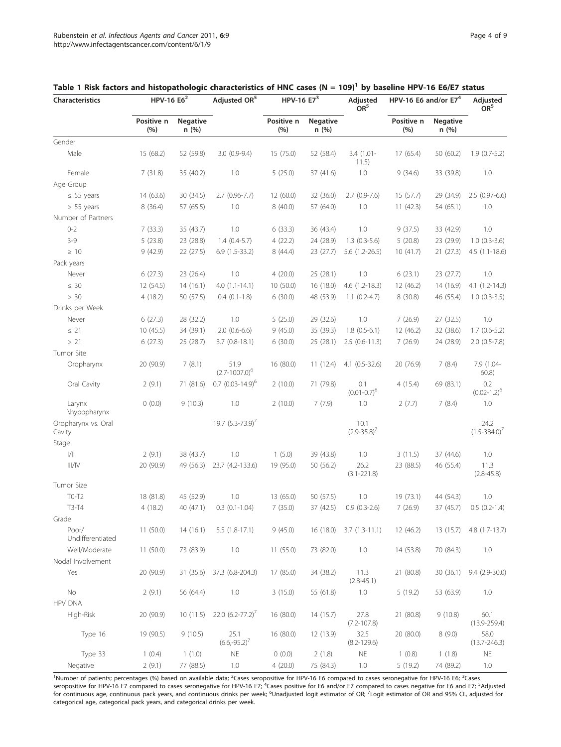**Table 1 Risk factors and histopathologic characteristics of HNC cases (N = 109)[1] by baseline HPV-16 E6/E7 status**

| Characteristics | HPV-16 E6[2] | | Adjusted OR[5] | HPV-16 E7[3] | | Adjusted OR[5] | HPV-16 E6 and/or E7[4] | | Adjusted OR[5] |
|---|---|---|---|---|---|---|---|---|---|
| | Positive n (%) | Negative n (%) | | Positive n (%) | Negative n (%) | | Positive n (%) | Negative n (%) | |
| Gender | | | | | | | | | |
| Male | 15 (68.2) | 52 (59.8) | 3.0 (0.9-9.4) | 15 (75.0) | 52 (58.4) | 3.4 (1.01-11.5) | 17 (65.4) | 50 (60.2) | 1.9 (0.7-5.2) |
| Female | 7 (31.8) | 35 (40.2) | 1.0 | 5 (25.0) | 37 (41.6) | 1.0 | 9 (34.6) | 33 (39.8) | 1.0 |
| Age Group | | | | | | | | | |
| ≤ 55 years | 14 (63.6) | 30 (34.5) | 2.7 (0.96-7.7) | 12 (60.0) | 32 (36.0) | 2.7 (0.9-7.6) | 15 (57.7) | 29 (34.9) | 2.5 (0.97-6.6) |
| > 55 years | 8 (36.4) | 57 (65.5) | 1.0 | 8 (40.0) | 57 (64.0) | 1.0 | 11 (42.3) | 54 (65.1) | 1.0 |
| Number of Partners | | | | | | | | | |
| 0-2 | 7 (33.3) | 35 (43.7) | 1.0 | 6 (33.3) | 36 (43.4) | 1.0 | 9 (37.5) | 33 (42.9) | 1.0 |
| 3-9 | 5 (23.8) | 23 (28.8) | 1.4 (0.4-5.7) | 4 (22.2) | 24 (28.9) | 1.3 (0.3-5.6) | 5 (20.8) | 23 (29.9) | 1.0 (0.3-3.6) |
| ≥ 10 | 9 (42.9) | 22 (27.5) | 6.9 (1.5-33.2) | 8 (44.4) | 23 (27.7) | 5.6 (1.2-26.5) | 10 (41.7) | 21 (27.3) | 4.5 (1.1-18.6) |
| Pack years | | | | | | | | | |
| Never | 6 (27.3) | 23 (26.4) | 1.0 | 4 (20.0) | 25 (28.1) | 1.0 | 6 (23.1) | 23 (27.7) | 1.0 |
| ≤ 30 | 12 (54.5) | 14 (16.1) | 4.0 (1.1-14.1) | 10 (50.0) | 16 (18.0) | 4.6 (1.2-18.3) | 12 (46.2) | 14 (16.9) | 4.1 (1.2-14.3) |
| > 30 | 4 (18.2) | 50 (57.5) | 0.4 (0.1-1.8) | 6 (30.0) | 48 (53.9) | 1.1 (0.2-4.7) | 8 (30.8) | 46 (55.4) | 1.0 (0.3-3.5) |
| Drinks per Week | | | | | | | | | |
| Never | 6 (27.3) | 28 (32.2) | 1.0 | 5 (25.0) | 29 (32.6) | 1.0 | 7 (26.9) | 27 (32.5) | 1.0 |
| ≤ 21 | 10 (45.5) | 34 (39.1) | 2.0 (0.6-6.6) | 9 (45.0) | 35 (39.3) | 1.8 (0.5-6.1) | 12 (46.2) | 32 (38.6) | 1.7 (0.6-5.2) |
| > 21 | 6 (27.3) | 25 (28.7) | 3.7 (0.8-18.1) | 6 (30.0) | 25 (28.1) | 2.5 (0.6-11.3) | 7 (26.9) | 24 (28.9) | 2.0 (0.5-7.8) |
| Tumor Site | | | | | | | | | |
| Oropharynx | 20 (90.9) | 7 (8.1) | 51.9 (2.7-1007.0)[6] | 16 (80.0) | 11 (12.4) | 4.1 (0.5-32.6) | 20 (76.9) | 7 (8.4) | 7.9 (1.04-60.8) |
| Oral Cavity | 2 (9.1) | 71 (81.6) | 0.7 (0.03-14.9)[6] | 2 (10.0) | 71 (79.8) | 0.1 (0.01-0.7)[6] | 4 (15.4) | 69 (83.1) | 0.2 (0.02-1.2)[6] |
| Larynx \hypopharynx | 0 (0.0) | 9 (10.3) | 1.0 | 2 (10.0) | 7 (7.9) | 1.0 | 2 (7.7) | 7 (8.4) | 1.0 |
| Oropharynx vs. Oral Cavity | | | 19.7 (5.3-73.9)[7] | | | 10.1 (2.9-35.8)[7] | | | 24.2 (1.5-384.0)[7] |
| Stage | | | | | | | | | |
| I/II | 2 (9.1) | 38 (43.7) | 1.0 | 1 (5.0) | 39 (43.8) | 1.0 | 3 (11.5) | 37 (44.6) | 1.0 |
| III/IV | 20 (90.9) | 49 (56.3) | 23.7 (4.2-133.6) | 19 (95.0) | 50 (56.2) | 26.2 (3.1-221.8) | 23 (88.5) | 46 (55.4) | 11.3 (2.8-45.8) |
| Tumor Size | | | | | | | | | |
| T0-T2 | 18 (81.8) | 45 (52.9) | 1.0 | 13 (65.0) | 50 (57.5) | 1.0 | 19 (73.1) | 44 (54.3) | 1.0 |
| T3-T4 | 4 (18.2) | 40 (47.1) | 0.3 (0.1-1.04) | 7 (35.0) | 37 (42.5) | 0.9 (0.3-2.6) | 7 (26.9) | 37 (45.7) | 0.5 (0.2-1.4) |
| Grade | | | | | | | | | |
| Poor/ Undifferentiated | 11 (50.0) | 14 (16.1) | 5.5 (1.8-17.1) | 9 (45.0) | 16 (18.0) | 3.7 (1.3-11.1) | 12 (46.2) | 13 (15.7) | 4.8 (1.7-13.7) |
| Well/Moderate | 11 (50.0) | 73 (83.9) | 1.0 | 11 (55.0) | 73 (82.0) | 1.0 | 14 (53.8) | 70 (84.3) | 1.0 |
| Nodal Involvement | | | | | | | | | |
| Yes | 20 (90.9) | 31 (35.6) | 37.3 (6.8-204.3) | 17 (85.0) | 34 (38.2) | 11.3 (2.8-45.1) | 21 (80.8) | 30 (36.1) | 9.4 (2.9-30.0) |
| No | 2 (9.1) | 56 (64.4) | 1.0 | 3 (15.0) | 55 (61.8) | 1.0 | 5 (19.2) | 53 (63.9) | 1.0 |
| HPV DNA | | | | | | | | | |
| High-Risk | 20 (90.9) | 10 (11.5) | 22.0 (6.2-77.2)[7] | 16 (80.0) | 14 (15.7) | 27.8 (7.2-107.8) | 21 (80.8) | 9 (10.8) | 60.1 (13.9-259.4) |
| Type 16 | 19 (90.5) | 9 (10.5) | 25.1 (6.6,-95.2)[7] | 16 (80.0) | 12 (13.9) | 32.5 (8.2-129.6) | 20 (80.0) | 8 (9.0) | 58.0 (13.7-246.3) |
| Type 33 | 1 (0.4) | 1 (1.0) | NE | 0 (0.0) | 2 (1.8) | NE | 1 (0.8) | 1 (1.8) | NE |
| Negative | 2 (9.1) | 77 (88.5) | 1.0 | 4 (20.0) | 75 (84.3) | 1.0 | 5 (19.2) | 74 (89.2) | 1.0 |

[1]Number of patients; percentages (%) based on available data; [2]Cases seropositive for HPV-16 E6 compared to cases seronegative for HPV-16 E6; [3]Cases seropositive for HPV-16 E7 compared to cases seronegative for HPV-16 E7; [4]Cases positive for E6 and/or E7 compared to cases negative for E6 and E7; [5]Adjusted for continuous age, continuous pack years, and continuous drinks per week; [6]Unadjusted logit estimator of OR; [7]Logit estimator of OR and 95% CI., adjusted for categorical age, categorical pack years, and categorical drinks per week.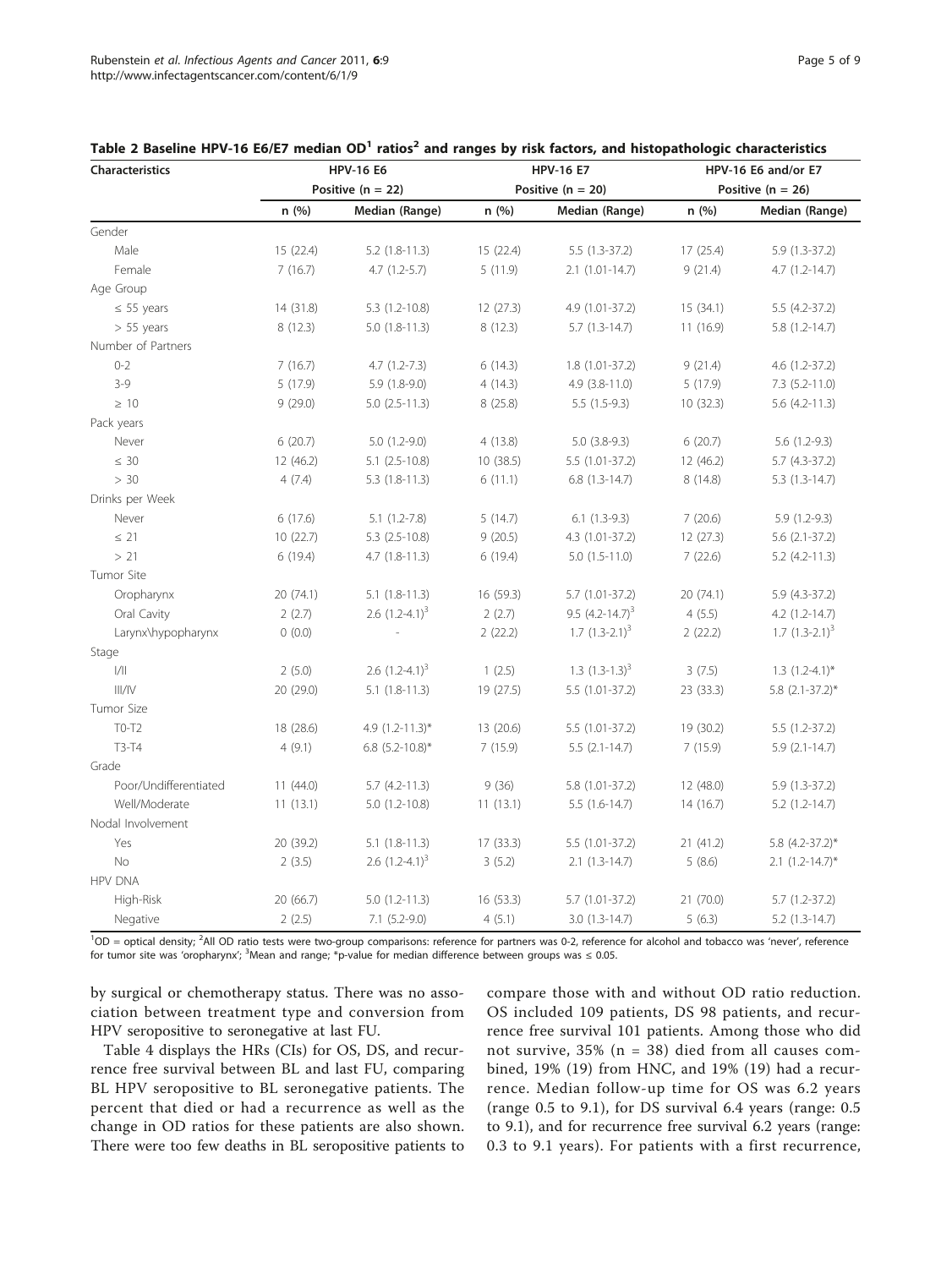Table 2 Baseline HPV-16 E6/E7 median OD[1] ratios[2] and ranges by risk factors, and histopathologic characteristics

| Characteristics | HPV-16 E6 | | HPV-16 E7 | | HPV-16 E6 and/or E7 | |
|---|---|---|---|---|---|---|
| | Positive (n = 22) | | Positive (n = 20) | | Positive (n = 26) | |
| | n (%) | Median (Range) | n (%) | Median (Range) | n (%) | Median (Range) |
| Gender | | | | | | |
| Male | 15 (22.4) | 5.2 (1.8-11.3) | 15 (22.4) | 5.5 (1.3-37.2) | 17 (25.4) | 5.9 (1.3-37.2) |
| Female | 7 (16.7) | 4.7 (1.2-5.7) | 5 (11.9) | 2.1 (1.01-14.7) | 9 (21.4) | 4.7 (1.2-14.7) |
| Age Group | | | | | | |
| ≤ 55 years | 14 (31.8) | 5.3 (1.2-10.8) | 12 (27.3) | 4.9 (1.01-37.2) | 15 (34.1) | 5.5 (4.2-37.2) |
| > 55 years | 8 (12.3) | 5.0 (1.8-11.3) | 8 (12.3) | 5.7 (1.3-14.7) | 11 (16.9) | 5.8 (1.2-14.7) |
| Number of Partners | | | | | | |
| 0-2 | 7 (16.7) | 4.7 (1.2-7.3) | 6 (14.3) | 1.8 (1.01-37.2) | 9 (21.4) | 4.6 (1.2-37.2) |
| 3-9 | 5 (17.9) | 5.9 (1.8-9.0) | 4 (14.3) | 4.9 (3.8-11.0) | 5 (17.9) | 7.3 (5.2-11.0) |
| ≥ 10 | 9 (29.0) | 5.0 (2.5-11.3) | 8 (25.8) | 5.5 (1.5-9.3) | 10 (32.3) | 5.6 (4.2-11.3) |
| Pack years | | | | | | |
| Never | 6 (20.7) | 5.0 (1.2-9.0) | 4 (13.8) | 5.0 (3.8-9.3) | 6 (20.7) | 5.6 (1.2-9.3) |
| ≤ 30 | 12 (46.2) | 5.1 (2.5-10.8) | 10 (38.5) | 5.5 (1.01-37.2) | 12 (46.2) | 5.7 (4.3-37.2) |
| > 30 | 4 (7.4) | 5.3 (1.8-11.3) | 6 (11.1) | 6.8 (1.3-14.7) | 8 (14.8) | 5.3 (1.3-14.7) |
| Drinks per Week | | | | | | |
| Never | 6 (17.6) | 5.1 (1.2-7.8) | 5 (14.7) | 6.1 (1.3-9.3) | 7 (20.6) | 5.9 (1.2-9.3) |
| ≤ 21 | 10 (22.7) | 5.3 (2.5-10.8) | 9 (20.5) | 4.3 (1.01-37.2) | 12 (27.3) | 5.6 (2.1-37.2) |
| > 21 | 6 (19.4) | 4.7 (1.8-11.3) | 6 (19.4) | 5.0 (1.5-11.0) | 7 (22.6) | 5.2 (4.2-11.3) |
| Tumor Site | | | | | | |
| Oropharynx | 20 (74.1) | 5.1 (1.8-11.3) | 16 (59.3) | 5.7 (1.01-37.2) | 20 (74.1) | 5.9 (4.3-37.2) |
| Oral Cavity | 2 (2.7) | 2.6 (1.2-4.1)[3] | 2 (2.7) | 9.5 (4.2-14.7)[3] | 4 (5.5) | 4.2 (1.2-14.7) |
| Larynx\hypopharynx | 0 (0.0) | - | 2 (22.2) | 1.7 (1.3-2.1)[3] | 2 (22.2) | 1.7 (1.3-2.1)[3] |
| Stage | | | | | | |
| I/II | 2 (5.0) | 2.6 (1.2-4.1)[3] | 1 (2.5) | 1.3 (1.3-1.3)[3] | 3 (7.5) | 1.3 (1.2-4.1)* |
| III/IV | 20 (29.0) | 5.1 (1.8-11.3) | 19 (27.5) | 5.5 (1.01-37.2) | 23 (33.3) | 5.8 (2.1-37.2)* |
| Tumor Size | | | | | | |
| T0-T2 | 18 (28.6) | 4.9 (1.2-11.3)* | 13 (20.6) | 5.5 (1.01-37.2) | 19 (30.2) | 5.5 (1.2-37.2) |
| T3-T4 | 4 (9.1) | 6.8 (5.2-10.8)* | 7 (15.9) | 5.5 (2.1-14.7) | 7 (15.9) | 5.9 (2.1-14.7) |
| Grade | | | | | | |
| Poor/Undifferentiated | 11 (44.0) | 5.7 (4.2-11.3) | 9 (36) | 5.8 (1.01-37.2) | 12 (48.0) | 5.9 (1.3-37.2) |
| Well/Moderate | 11 (13.1) | 5.0 (1.2-10.8) | 11 (13.1) | 5.5 (1.6-14.7) | 14 (16.7) | 5.2 (1.2-14.7) |
| Nodal Involvement | | | | | | |
| Yes | 20 (39.2) | 5.1 (1.8-11.3) | 17 (33.3) | 5.5 (1.01-37.2) | 21 (41.2) | 5.8 (4.2-37.2)* |
| No | 2 (3.5) | 2.6 (1.2-4.1)[3] | 3 (5.2) | 2.1 (1.3-14.7) | 5 (8.6) | 2.1 (1.2-14.7)* |
| HPV DNA | | | | | | |
| High-Risk | 20 (66.7) | 5.0 (1.2-11.3) | 16 (53.3) | 5.7 (1.01-37.2) | 21 (70.0) | 5.7 (1.2-37.2) |
| Negative | 2 (2.5) | 7.1 (5.2-9.0) | 4 (5.1) | 3.0 (1.3-14.7) | 5 (6.3) | 5.2 (1.3-14.7) |

[1]OD = optical density; [2]All OD ratio tests were two-group comparisons: reference for partners was 0-2, reference for alcohol and tobacco was 'never', reference for tumor site was 'oropharynx'; [3]Mean and range; *p-value for median difference between groups was ≤ 0.05.

by surgical or chemotherapy status. There was no association between treatment type and conversion from HPV seropositive to seronegative at last FU.

Table 4 displays the HRs (CIs) for OS, DS, and recurrence free survival between BL and last FU, comparing BL HPV seropositive to BL seronegative patients. The percent that died or had a recurrence as well as the change in OD ratios for these patients are also shown. There were too few deaths in BL seropositive patients to compare those with and without OD ratio reduction. OS included 109 patients, DS 98 patients, and recurrence free survival 101 patients. Among those who did not survive, 35% (n = 38) died from all causes combined, 19% (19) from HNC, and 19% (19) had a recurrence. Median follow-up time for OS was 6.2 years (range 0.5 to 9.1), for DS survival 6.4 years (range: 0.5 to 9.1), and for recurrence free survival 6.2 years (range: 0.3 to 9.1 years). For patients with a first recurrence,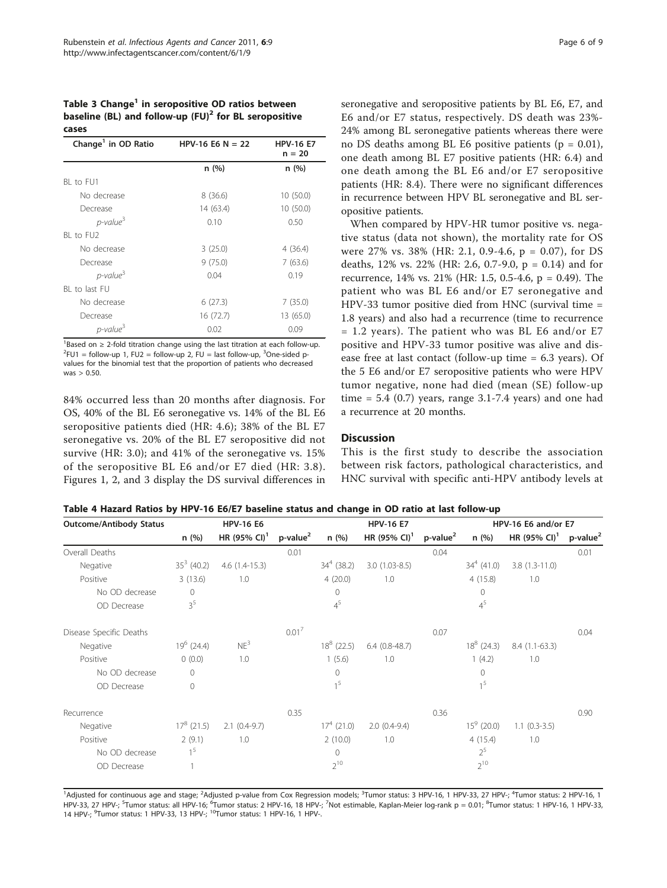**Table 3 Change[1] in seropositive OD ratios between baseline (BL) and follow-up (FU)[2] for BL seropositive cases**

| Change[1] in OD Ratio | HPV-16 E6 N = 22 | HPV-16 E7 n = 20 |
|---|---|---|
| | n (%) | n (%) |
| BL to FU1 | | |
| No decrease | 8 (36.6) | 10 (50.0) |
| Decrease | 14 (63.4) | 10 (50.0) |
| *p-value*[3] | 0.10 | 0.50 |
| BL to FU2 | | |
| No decrease | 3 (25.0) | 4 (36.4) |
| Decrease | 9 (75.0) | 7 (63.6) |
| *p-value*[3] | 0.04 | 0.19 |
| BL to last FU | | |
| No decrease | 6 (27.3) | 7 (35.0) |
| Decrease | 16 (72.7) | 13 (65.0) |
| *p-value*[3] | 0.02 | 0.09 |

[1]Based on ≥ 2-fold titration change using the last titration at each follow-up. [2]FU1 = follow-up 1, FU2 = follow-up 2, FU = last follow-up, [3]One-sided p-values for the binomial test that the proportion of patients who decreased was > 0.50.

84% occurred less than 20 months after diagnosis. For OS, 40% of the BL E6 seronegative vs. 14% of the BL E6 seropositive patients died (HR: 4.6); 38% of the BL E7 seronegative vs. 20% of the BL E7 seropositive did not survive (HR: 3.0); and 41% of the seronegative vs. 15% of the seropositive BL E6 and/or E7 died (HR: 3.8). Figures 1, 2, and 3 display the DS survival differences in seronegative and seropositive patients by BL E6, E7, and E6 and/or E7 status, respectively. DS death was 23%-24% among BL seronegative patients whereas there were no DS deaths among BL E6 positive patients (p = 0.01), one death among BL E7 positive patients (HR: 6.4) and one death among the BL E6 and/or E7 seropositive patients (HR: 8.4). There were no significant differences in recurrence between HPV BL seronegative and BL seropositive patients.

When compared by HPV-HR tumor positive vs. negative status (data not shown), the mortality rate for OS were 27% vs. 38% (HR: 2.1, 0.9-4.6, p = 0.07), for DS deaths, 12% vs. 22% (HR: 2.6, 0.7-9.0, p = 0.14) and for recurrence, 14% vs. 21% (HR: 1.5, 0.5-4.6, p = 0.49). The patient who was BL E6 and/or E7 seronegative and HPV-33 tumor positive died from HNC (survival time = 1.8 years) and also had a recurrence (time to recurrence = 1.2 years). The patient who was BL E6 and/or E7 positive and HPV-33 tumor positive was alive and disease free at last contact (follow-up time = 6.3 years). Of the 5 E6 and/or E7 seropositive patients who were HPV tumor negative, none had died (mean (SE) follow-up time = 5.4 (0.7) years, range 3.1-7.4 years) and one had a recurrence at 20 months.

## Discussion

This is the first study to describe the association between risk factors, pathological characteristics, and HNC survival with specific anti-HPV antibody levels at

**Table 4 Hazard Ratios by HPV-16 E6/E7 baseline status and change in OD ratio at last follow-up**

| Outcome/Antibody Status | HPV-16 E6 | | | HPV-16 E7 | | | HPV-16 E6 and/or E7 | | |
|---|---|---|---|---|---|---|---|---|---|
| | n (%) | HR (95% CI)[1] | p-value[2] | n (%) | HR (95% CI)[1] | p-value[2] | n (%) | HR (95% CI)[1] | p-value[2] |
| Overall Deaths | | | 0.01 | | | 0.04 | | | 0.01 |
| Negative | 35[3] (40.2) | 4.6 (1.4-15.3) | | 34[4] (38.2) | 3.0 (1.03-8.5) | | 34[4] (41.0) | 3.8 (1.3-11.0) | |
| Positive | 3 (13.6) | 1.0 | | 4 (20.0) | 1.0 | | 4 (15.8) | 1.0 | |
| No OD decrease | 0 | | | 0 | | | 0 | | |
| OD Decrease | 3[5] | | | 4[5] | | | 4[5] | | |
| Disease Specific Deaths | | | 0.01[7] | | | 0.07 | | | 0.04 |
| Negative | 19[6] (24.4) | NE[3] | | 18[8] (22.5) | 6.4 (0.8-48.7) | | 18[8] (24.3) | 8.4 (1.1-63.3) | |
| Positive | 0 (0.0) | 1.0 | | 1 (5.6) | 1.0 | | 1 (4.2) | 1.0 | |
| No OD decrease | 0 | | | 0 | | | 0 | | |
| OD Decrease | 0 | | | 1[5] | | | 1[5] | | |
| Recurrence | | | 0.35 | | | 0.36 | | | 0.90 |
| Negative | 17[8] (21.5) | 2.1 (0.4-9.7) | | 17[4] (21.0) | 2.0 (0.4-9.4) | | 15[9] (20.0) | 1.1 (0.3-3.5) | |
| Positive | 2 (9.1) | 1.0 | | 2 (10.0) | 1.0 | | 4 (15.4) | 1.0 | |
| No OD decrease | 1[5] | | | 0 | | | 2[5] | | |
| OD Decrease | 1 | | | 2[10] | | | 2[10] | | |

[1]Adjusted for continuous age and stage; [2]Adjusted p-value from Cox Regression models; [3]Tumor status: 3 HPV-16, 1 HPV-33, 27 HPV-; [4]Tumor status: 2 HPV-16, 1 HPV-33, 27 HPV-; [5]Tumor status: all HPV-16; [6]Tumor status: 2 HPV-16, 18 HPV-; [7]Not estimable, Kaplan-Meier log-rank p = 0.01; [8]Tumor status: 1 HPV-16, 1 HPV-33, 14 HPV-; [9]Tumor status: 1 HPV-33, 13 HPV-; [10]Tumor status: 1 HPV-16, 1 HPV-.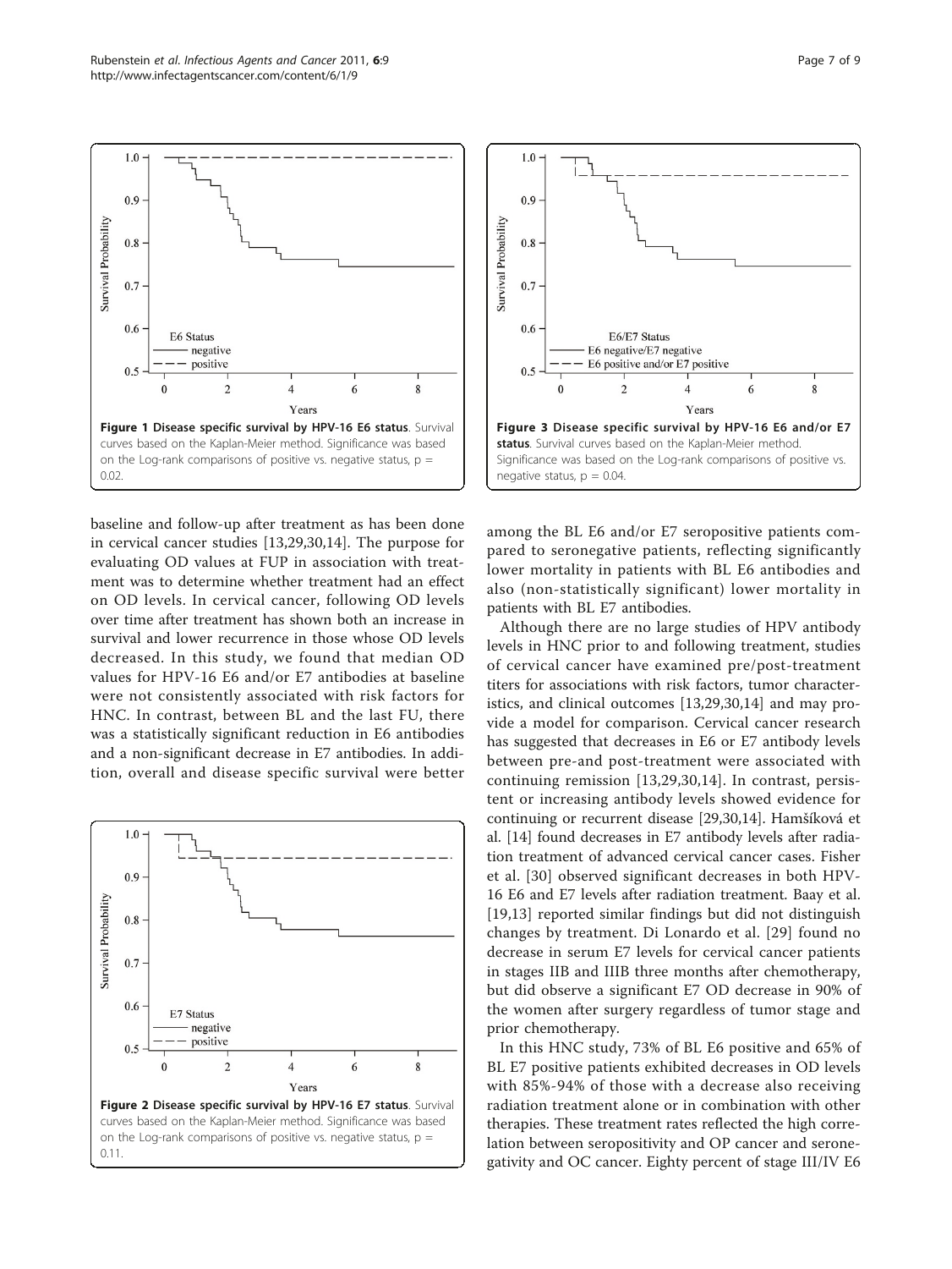Figure 1 Disease specific survival by HPV-16 E6 status. Survival curves based on the Kaplan-Meier method. Significance was based on the Log-rank comparisons of positive vs. negative status, p = 0.02.

Figure 3 Disease specific survival by HPV-16 E6 and/or E7 status. Survival curves based on the Kaplan-Meier method. Significance was based on the Log-rank comparisons of positive vs. negative status, p = 0.04.

baseline and follow-up after treatment as has been done in cervical cancer studies [13,29,30,14]. The purpose for evaluating OD values at FUP in association with treatment was to determine whether treatment had an effect on OD levels. In cervical cancer, following OD levels over time after treatment has shown both an increase in survival and lower recurrence in those whose OD levels decreased. In this study, we found that median OD values for HPV-16 E6 and/or E7 antibodies at baseline were not consistently associated with risk factors for HNC. In contrast, between BL and the last FU, there was a statistically significant reduction in E6 antibodies and a non-significant decrease in E7 antibodies. In addition, overall and disease specific survival were better among the BL E6 and/or E7 seropositive patients compared to seronegative patients, reflecting significantly lower mortality in patients with BL E6 antibodies and also (non-statistically significant) lower mortality in patients with BL E7 antibodies.

Figure 2 Disease specific survival by HPV-16 E7 status. Survival curves based on the Kaplan-Meier method. Significance was based on the Log-rank comparisons of positive vs. negative status, p = 0.11.

Although there are no large studies of HPV antibody levels in HNC prior to and following treatment, studies of cervical cancer have examined pre/post-treatment titers for associations with risk factors, tumor characteristics, and clinical outcomes [13,29,30,14] and may provide a model for comparison. Cervical cancer research has suggested that decreases in E6 or E7 antibody levels between pre-and post-treatment were associated with continuing remission [13,29,30,14]. In contrast, persistent or increasing antibody levels showed evidence for continuing or recurrent disease [29,30,14]. Hamšíková et al. [14] found decreases in E7 antibody levels after radiation treatment of advanced cervical cancer cases. Fisher et al. [30] observed significant decreases in both HPV-16 E6 and E7 levels after radiation treatment. Baay et al. [19,13] reported similar findings but did not distinguish changes by treatment. Di Lonardo et al. [29] found no decrease in serum E7 levels for cervical cancer patients in stages IIB and IIIB three months after chemotherapy, but did observe a significant E7 OD decrease in 90% of the women after surgery regardless of tumor stage and prior chemotherapy.

In this HNC study, 73% of BL E6 positive and 65% of BL E7 positive patients exhibited decreases in OD levels with 85%-94% of those with a decrease also receiving radiation treatment alone or in combination with other therapies. These treatment rates reflected the high correlation between seropositivity and OP cancer and seronegativity and OC cancer. Eighty percent of stage III/IV E6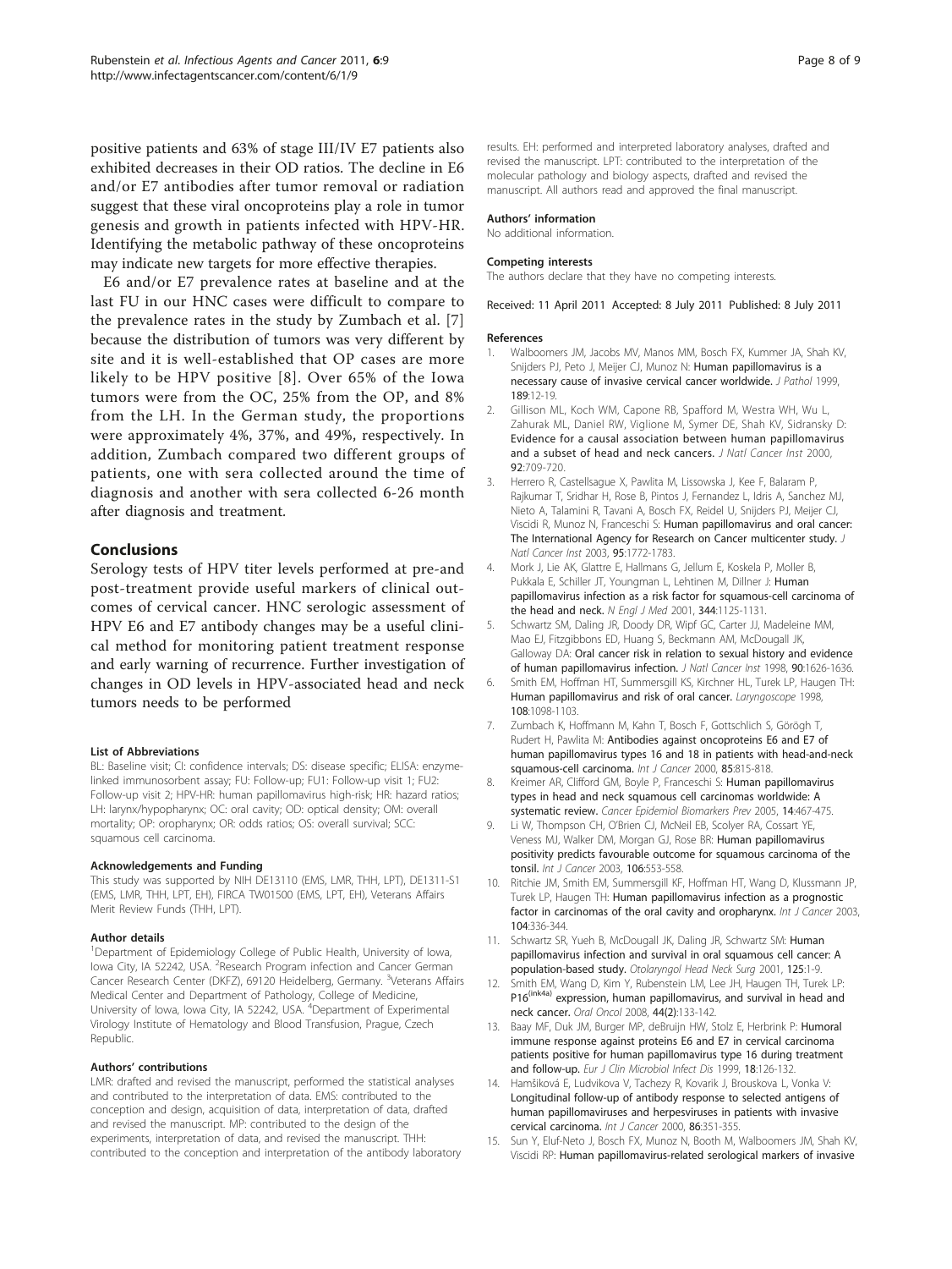positive patients and 63% of stage III/IV E7 patients also exhibited decreases in their OD ratios. The decline in E6 and/or E7 antibodies after tumor removal or radiation suggest that these viral oncoproteins play a role in tumor genesis and growth in patients infected with HPV-HR. Identifying the metabolic pathway of these oncoproteins may indicate new targets for more effective therapies.

E6 and/or E7 prevalence rates at baseline and at the last FU in our HNC cases were difficult to compare to the prevalence rates in the study by Zumbach et al. [7] because the distribution of tumors was very different by site and it is well-established that OP cases are more likely to be HPV positive [8]. Over 65% of the Iowa tumors were from the OC, 25% from the OP, and 8% from the LH. In the German study, the proportions were approximately 4%, 37%, and 49%, respectively. In addition, Zumbach compared two different groups of patients, one with sera collected around the time of diagnosis and another with sera collected 6-26 month after diagnosis and treatment.

## Conclusions

Serology tests of HPV titer levels performed at pre-and post-treatment provide useful markers of clinical outcomes of cervical cancer. HNC serologic assessment of HPV E6 and E7 antibody changes may be a useful clinical method for monitoring patient treatment response and early warning of recurrence. Further investigation of changes in OD levels in HPV-associated head and neck tumors needs to be performed

#### List of Abbreviations

BL: Baseline visit; CI: confidence intervals; DS: disease specific; ELISA: enzyme-linked immunosorbent assay; FU: Follow-up; FU1: Follow-up visit 1; FU2: Follow-up visit 2; HPV-HR: human papillomavirus high-risk; HR: hazard ratios; LH: larynx/hypopharynx; OC: oral cavity; OD: optical density; OM: overall mortality; OP: oropharynx; OR: odds ratios; OS: overall survival; SCC: squamous cell carcinoma.

#### Acknowledgements and Funding

This study was supported by NIH DE13110 (EMS, LMR, THH, LPT), DE1311-S1 (EMS, LMR, THH, LPT, EH), FIRCA TW01500 (EMS, LPT, EH), Veterans Affairs Merit Review Funds (THH, LPT).

#### Author details

[1]Department of Epidemiology College of Public Health, University of Iowa, Iowa City, IA 52242, USA. [2]Research Program infection and Cancer German Cancer Research Center (DKFZ), 69120 Heidelberg, Germany. [3]Veterans Affairs Medical Center and Department of Pathology, College of Medicine, University of Iowa, Iowa City, IA 52242, USA. [4]Department of Experimental Virology Institute of Hematology and Blood Transfusion, Prague, Czech Republic.

#### Authors' contributions

LMR: drafted and revised the manuscript, performed the statistical analyses and contributed to the interpretation of data. EMS: contributed to the conception and design, acquisition of data, interpretation of data, drafted and revised the manuscript. MP: contributed to the design of the experiments, interpretation of data, and revised the manuscript. THH: contributed to the conception and interpretation of the antibody laboratory results. EH: performed and interpreted laboratory analyses, drafted and revised the manuscript. LPT: contributed to the interpretation of the molecular pathology and biology aspects, drafted and revised the manuscript. All authors read and approved the final manuscript.

#### Authors' information

No additional information.

#### Competing interests

The authors declare that they have no competing interests.

Received: 11 April 2011 Accepted: 8 July 2011 Published: 8 July 2011

#### References

1. Walboomers JM, Jacobs MV, Manos MM, Bosch FX, Kummer JA, Shah KV, Snijders PJ, Peto J, Meijer CJ, Munoz N: **Human papillomavirus is a necessary cause of invasive cervical cancer worldwide.** *J Pathol* 1999, **189**:12-19.
2. Gillison ML, Koch WM, Capone RB, Spafford M, Westra WH, Wu L, Zahurak ML, Daniel RW, Viglione M, Symer DE, Shah KV, Sidransky D: **Evidence for a causal association between human papillomavirus and a subset of head and neck cancers.** *J Natl Cancer Inst* 2000, **92**:709-720.
3. Herrero R, Castellsague X, Pawlita M, Lissowska J, Kee F, Balaram P, Rajkumar T, Sridhar H, Rose B, Pintos J, Fernandez L, Idris A, Sanchez MJ, Nieto A, Talamini R, Tavani A, Bosch FX, Reidel U, Snijders PJ, Meijer CJ, Viscidi R, Munoz N, Franceschi S: **Human papillomavirus and oral cancer: The International Agency for Research on Cancer multicenter study.** *J Natl Cancer Inst* 2003, **95**:1772-1783.
4. Mork J, Lie AK, Glattre E, Hallmans G, Jellum E, Koskela P, Moller B, Pukkala E, Schiller JT, Youngman L, Lehtinen M, Dillner J: **Human papillomavirus infection as a risk factor for squamous-cell carcinoma of the head and neck.** *N Engl J Med* 2001, **344**:1125-1131.
5. Schwartz SM, Daling JR, Doody DR, Wipf GC, Carter JJ, Madeleine MM, Mao EJ, Fitzgibbons ED, Huang S, Beckmann AM, McDougall JK, Galloway DA: **Oral cancer risk in relation to sexual history and evidence of human papillomavirus infection.** *J Natl Cancer Inst* 1998, **90**:1626-1636.
6. Smith EM, Hoffman HT, Summersgill KS, Kirchner HL, Turek LP, Haugen TH: **Human papillomavirus and risk of oral cancer.** *Laryngoscope* 1998, **108**:1098-1103.
7. Zumbach K, Hoffmann M, Kahn T, Bosch F, Gottschlich S, Görögh T, Rudert H, Pawlita M: **Antibodies against oncoproteins E6 and E7 of human papillomavirus types 16 and 18 in patients with head-and-neck squamous-cell carcinoma.** *Int J Cancer* 2000, **85**:815-818.
8. Kreimer AR, Clifford GM, Boyle P, Franceschi S: **Human papillomavirus types in head and neck squamous cell carcinomas worldwide: A systematic review.** *Cancer Epidemiol Biomarkers Prev* 2005, **14**:467-475.
9. Li W, Thompson CH, O'Brien CJ, McNeil EB, Scolyer RA, Cossart YE, Veness MJ, Walker DM, Morgan GJ, Rose BR: **Human papillomavirus positivity predicts favourable outcome for squamous carcinoma of the tonsil.** *Int J Cancer* 2003, **106**:553-558.
10. Ritchie JM, Smith EM, Summersgill KF, Hoffman HT, Wang D, Klussmann JP, Turek LP, Haugen TH: **Human papillomavirus infection as a prognostic factor in carcinomas of the oral cavity and oropharynx.** *Int J Cancer* 2003, **104**:336-344.
11. Schwartz SR, Yueh B, McDougall JK, Daling JR, Schwartz SM: **Human papillomavirus infection and survival in oral squamous cell cancer: A population-based study.** *Otolaryngol Head Neck Surg* 2001, **125**:1-9.
12. Smith EM, Wang D, Kim Y, Rubenstein LM, Lee JH, Haugen TH, Turek LP: **P16$^{(ink4a)}$ expression, human papillomavirus, and survival in head and neck cancer.** *Oral Oncol* 2008, **44(2)**:133-142.
13. Baay MF, Duk JM, Burger MP, deBruijn HW, Stolz E, Herbrink P: **Humoral immune response against proteins E6 and E7 in cervical carcinoma patients positive for human papillomavirus type 16 during treatment and follow-up.** *Eur J Clin Microbiol Infect Dis* 1999, **18**:126-132.
14. Hamšíková E, Ludvikova V, Tachezy R, Kovarik J, Brouskova L, Vonka V: **Longitudinal follow-up of antibody response to selected antigens of human papillomaviruses and herpesviruses in patients with invasive cervical carcinoma.** *Int J Cancer* 2000, **86**:351-355.
15. Sun Y, Eluf-Neto J, Bosch FX, Munoz N, Booth M, Walboomers JM, Shah KV, Viscidi RP: **Human papillomavirus-related serological markers of invasive**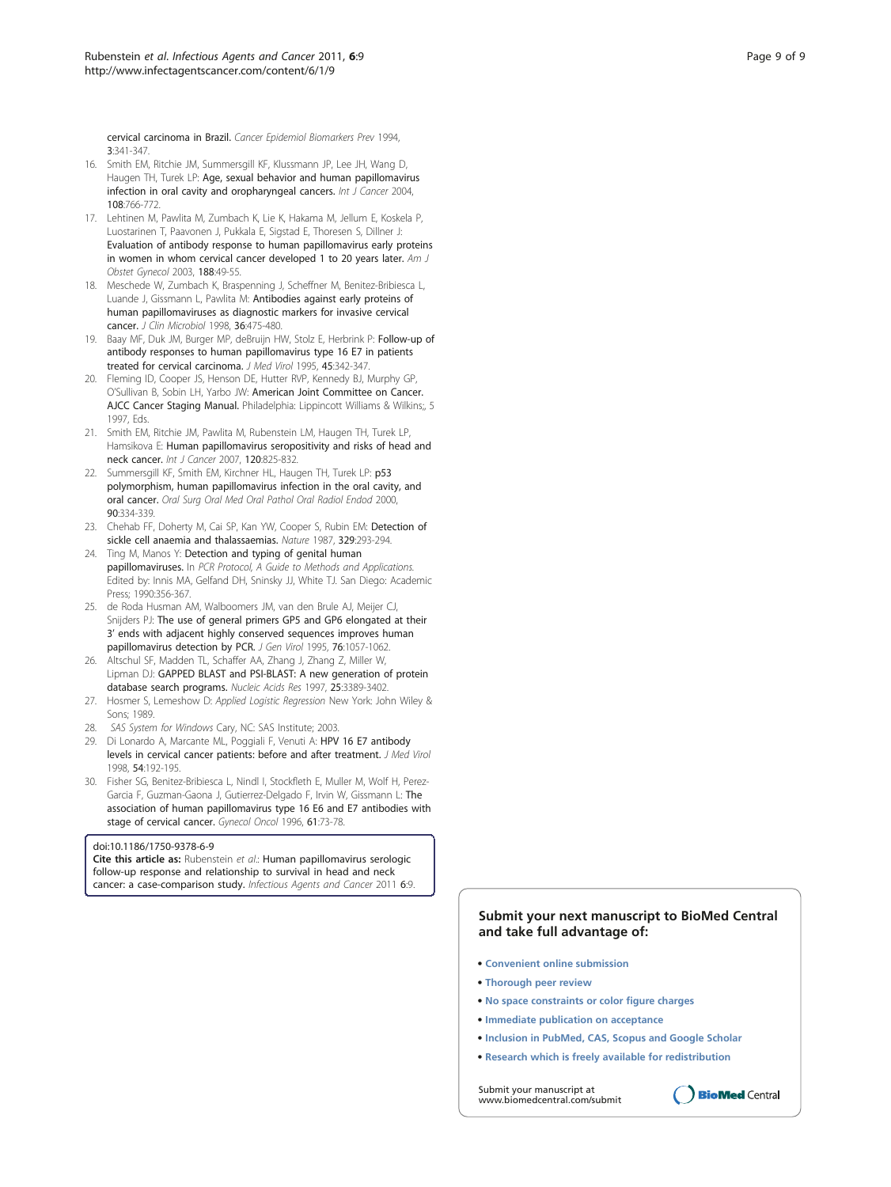cervical carcinoma in Brazil. *Cancer Epidemiol Biomarkers Prev* 1994, **3**:341-347.

16. Smith EM, Ritchie JM, Summersgill KF, Klussmann JP, Lee JH, Wang D, Haugen TH, Turek LP: Age, sexual behavior and human papillomavirus infection in oral cavity and oropharyngeal cancers. *Int J Cancer* 2004, **108**:766-772.
17. Lehtinen M, Pawlita M, Zumbach K, Lie K, Hakama M, Jellum E, Koskela P, Luostarinen T, Paavonen J, Pukkala E, Sigstad E, Thoresen S, Dillner J: Evaluation of antibody response to human papillomavirus early proteins in women in whom cervical cancer developed 1 to 20 years later. *Am J Obstet Gynecol* 2003, **188**:49-55.
18. Meschede W, Zumbach K, Braspenning J, Scheffner M, Benitez-Bribiesca L, Luande J, Gissmann L, Pawlita M: Antibodies against early proteins of human papillomaviruses as diagnostic markers for invasive cervical cancer. *J Clin Microbiol* 1998, **36**:475-480.
19. Baay MF, Duk JM, Burger MP, deBruijn HW, Stolz E, Herbrink P: Follow-up of antibody responses to human papillomavirus type 16 E7 in patients treated for cervical carcinoma. *J Med Virol* 1995, **45**:342-347.
20. Fleming ID, Cooper JS, Henson DE, Hutter RVP, Kennedy BJ, Murphy GP, O'Sullivan B, Sobin LH, Yarbo JW: American Joint Committee on Cancer. AJCC Cancer Staging Manual. Philadelphia: Lippincott Williams & Wilkins;, 5 1997, Eds.
21. Smith EM, Ritchie JM, Pawlita M, Rubenstein LM, Haugen TH, Turek LP, Hamsikova E: Human papillomavirus seropositivity and risks of head and neck cancer. *Int J Cancer* 2007, **120**:825-832.
22. Summersgill KF, Smith EM, Kirchner HL, Haugen TH, Turek LP: p53 polymorphism, human papillomavirus infection in the oral cavity, and oral cancer. *Oral Surg Oral Med Oral Pathol Oral Radiol Endod* 2000, **90**:334-339.
23. Chehab FF, Doherty M, Cai SP, Kan YW, Cooper S, Rubin EM: Detection of sickle cell anaemia and thalassaemias. *Nature* 1987, **329**:293-294.
24. Ting M, Manos Y: Detection and typing of genital human papillomaviruses. In *PCR Protocol, A Guide to Methods and Applications.* Edited by: Innis MA, Gelfand DH, Sninsky JJ, White TJ. San Diego: Academic Press; 1990:356-367.
25. de Roda Husman AM, Walboomers JM, van den Brule AJ, Meijer CJ, Snijders PJ: The use of general primers GP5 and GP6 elongated at their 3' ends with adjacent highly conserved sequences improves human papillomavirus detection by PCR. *J Gen Virol* 1995, **76**:1057-1062.
26. Altschul SF, Madden TL, Schaffer AA, Zhang J, Zhang Z, Miller W, Lipman DJ: GAPPED BLAST and PSI-BLAST: A new generation of protein database search programs. *Nucleic Acids Res* 1997, **25**:3389-3402.
27. Hosmer S, Lemeshow D: *Applied Logistic Regression* New York: John Wiley & Sons; 1989.
28. *SAS System for Windows* Cary, NC: SAS Institute; 2003.
29. Di Lonardo A, Marcante ML, Poggiali F, Venuti A: HPV 16 E7 antibody levels in cervical cancer patients: before and after treatment. *J Med Virol* 1998, **54**:192-195.
30. Fisher SG, Benitez-Bribiesca L, Nindl I, Stockfleth E, Muller M, Wolf H, Perez-Garcia F, Guzman-Gaona J, Gutierrez-Delgado F, Irvin W, Gissmann L: The association of human papillomavirus type 16 E6 and E7 antibodies with stage of cervical cancer. *Gynecol Oncol* 1996, **61**:73-78.

doi:10.1186/1750-9378-6-9

**Cite this article as:** Rubenstein *et al.*: Human papillomavirus serologic follow-up response and relationship to survival in head and neck cancer: a case-comparison study. *Infectious Agents and Cancer* 2011 **6**:9.

**Submit your next manuscript to BioMed Central and take full advantage of:**

- Convenient online submission
- Thorough peer review
- No space constraints or color figure charges
- Immediate publication on acceptance
- Inclusion in PubMed, CAS, Scopus and Google Scholar
- Research which is freely available for redistribution

Submit your manuscript at www.biomedcentral.com/submit

BioMed Central